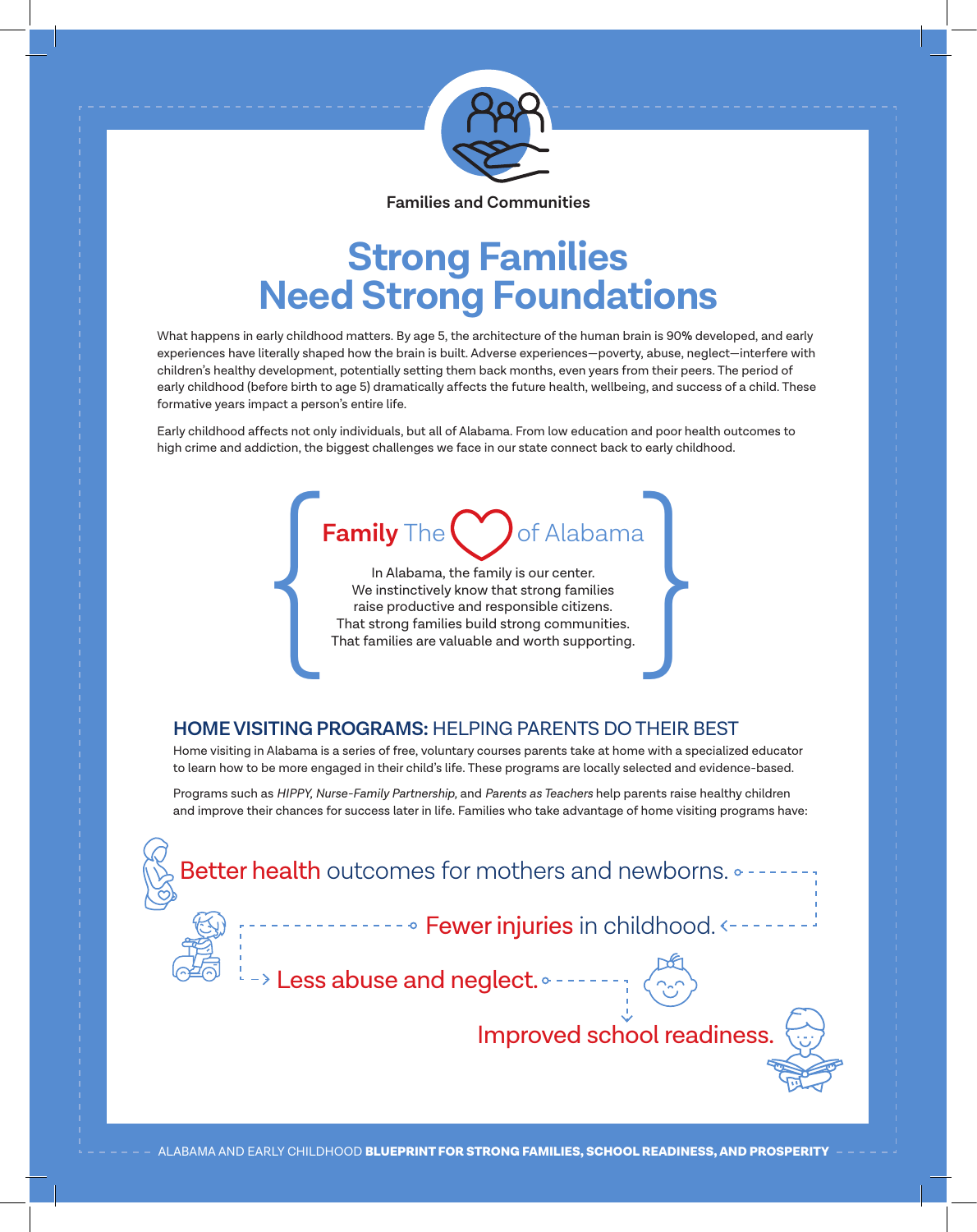Families and Communities

# Strong Families Need Strong Foundations

What happens in early childhood matters. By age 5, the architecture of the human brain is 90% developed, and early experiences have literally shaped how the brain is built. Adverse experiences—poverty, abuse, neglect—interfere with children's healthy development, potentially setting them back months, even years from their peers. The period of early childhood (before birth to age 5) dramatically affects the future health, wellbeing, and success of a child. These formative years impact a person's entire life.

Early childhood affects not only individuals, but all of Alabama. From low education and poor health outcomes to high crime and addiction, the biggest challenges we face in our state connect back to early childhood.

## Family The ♡ of Alabama

In Alabama, the family is our center.
We instinctively know that strong families raise productive and responsible citizens.
That strong families build strong communities.
That families are valuable and worth supporting.

## HOME VISITING PROGRAMS: HELPING PARENTS DO THEIR BEST

Home visiting in Alabama is a series of free, voluntary courses parents take at home with a specialized educator to learn how to be more engaged in their child's life. These programs are locally selected and evidence-based.

Programs such as *HIPPY, Nurse-Family Partnership,* and *Parents as Teachers* help parents raise healthy children and improve their chances for success later in life. Families who take advantage of home visiting programs have:

- **Better health** outcomes for mothers and newborns.
- **Fewer injuries** in childhood.
- **Less abuse and neglect.**
- **Improved school readiness.**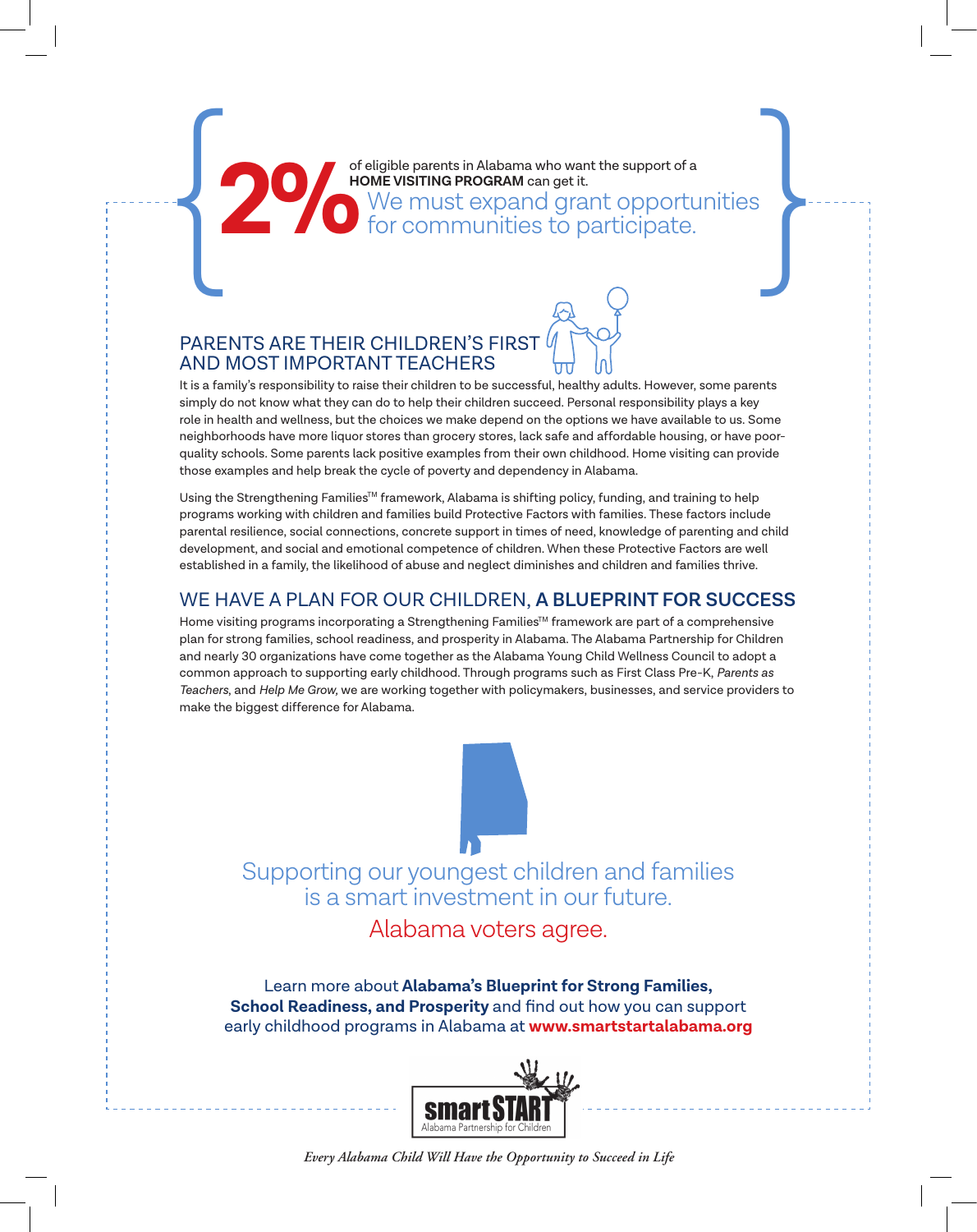**2%** of eligible parents in Alabama who want the support of a **HOME VISITING PROGRAM** can get it.

We must expand grant opportunities for communities to participate.

## PARENTS ARE THEIR CHILDREN'S FIRST AND MOST IMPORTANT TEACHERS

It is a family's responsibility to raise their children to be successful, healthy adults. However, some parents simply do not know what they can do to help their children succeed. Personal responsibility plays a key role in health and wellness, but the choices we make depend on the options we have available to us. Some neighborhoods have more liquor stores than grocery stores, lack safe and affordable housing, or have poor-quality schools. Some parents lack positive examples from their own childhood. Home visiting can provide those examples and help break the cycle of poverty and dependency in Alabama.

Using the Strengthening Families™ framework, Alabama is shifting policy, funding, and training to help programs working with children and families build Protective Factors with families. These factors include parental resilience, social connections, concrete support in times of need, knowledge of parenting and child development, and social and emotional competence of children. When these Protective Factors are well established in a family, the likelihood of abuse and neglect diminishes and children and families thrive.

## WE HAVE A PLAN FOR OUR CHILDREN, **A BLUEPRINT FOR SUCCESS**

Home visiting programs incorporating a Strengthening Families™ framework are part of a comprehensive plan for strong families, school readiness, and prosperity in Alabama. The Alabama Partnership for Children and nearly 30 organizations have come together as the Alabama Young Child Wellness Council to adopt a common approach to supporting early childhood. Through programs such as First Class Pre-K, *Parents as Teachers*, and *Help Me Grow*, we are working together with policymakers, businesses, and service providers to make the biggest difference for Alabama.

Supporting our youngest children and families is a smart investment in our future.

Alabama voters agree.

Learn more about **Alabama's Blueprint for Strong Families, School Readiness, and Prosperity** and find out how you can support early childhood programs in Alabama at **www.smartstartalabama.org**

smartSTART
Alabama Partnership for Children

*Every Alabama Child Will Have the Opportunity to Succeed in Life*